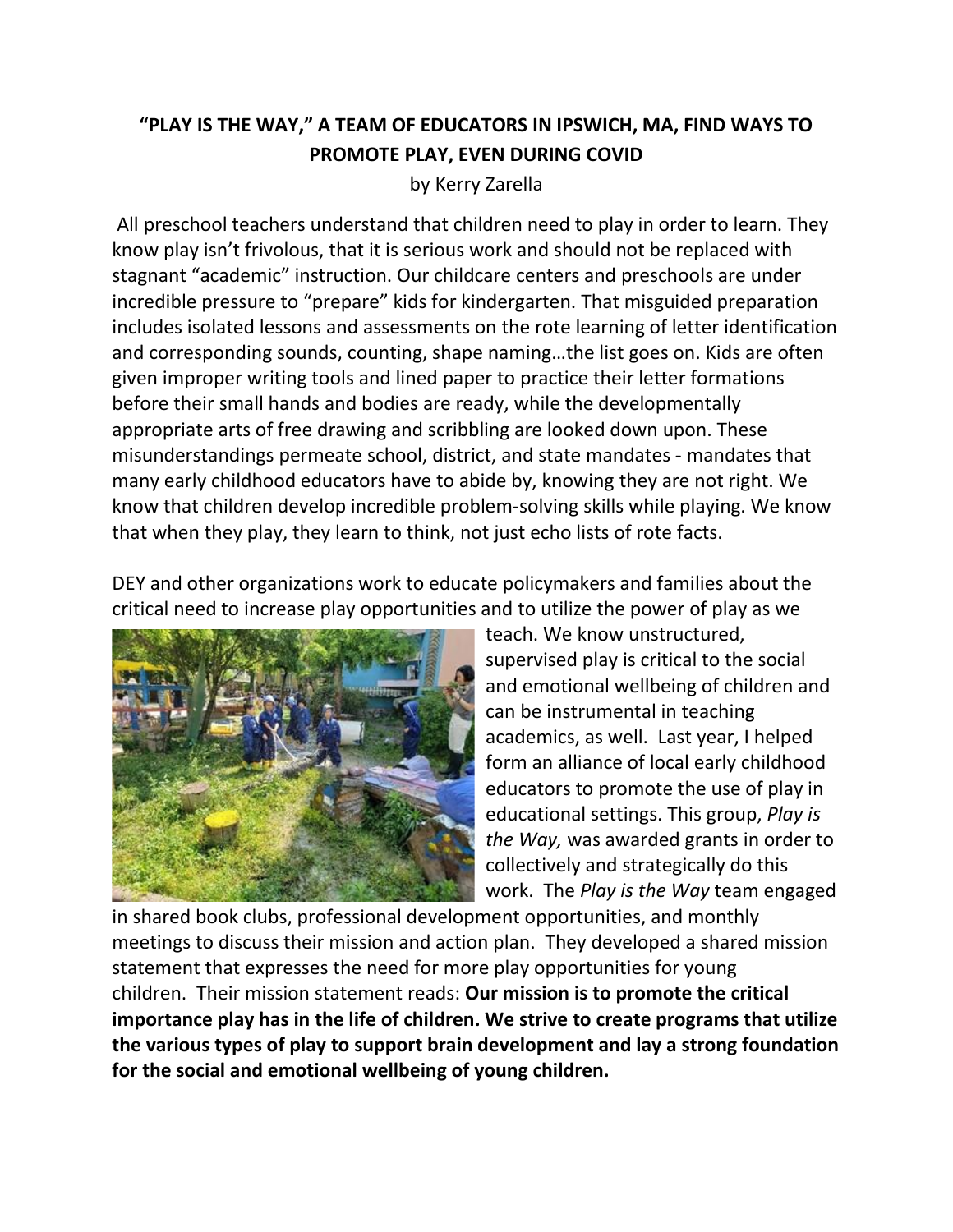# "PLAY IS THE WAY," A TEAM OF EDUCATORS IN IPSWICH, MA, FIND WAYS TO PROMOTE PLAY, EVEN DURING COVID

by Kerry Zarella

All preschool teachers understand that children need to play in order to learn. They know play isn't frivolous, that it is serious work and should not be replaced with stagnant "academic" instruction. Our childcare centers and preschools are under incredible pressure to "prepare" kids for kindergarten. That misguided preparation includes isolated lessons and assessments on the rote learning of letter identification and corresponding sounds, counting, shape naming…the list goes on. Kids are often given improper writing tools and lined paper to practice their letter formations before their small hands and bodies are ready, while the developmentally appropriate arts of free drawing and scribbling are looked down upon. These misunderstandings permeate school, district, and state mandates - mandates that many early childhood educators have to abide by, knowing they are not right. We know that children develop incredible problem-solving skills while playing. We know that when they play, they learn to think, not just echo lists of rote facts.

DEY and other organizations work to educate policymakers and families about the critical need to increase play opportunities and to utilize the power of play as we teach. We know unstructured, supervised play is critical to the social and emotional wellbeing of children and can be instrumental in teaching academics, as well. Last year, I helped form an alliance of local early childhood educators to promote the use of play in educational settings. This group, *Play is the Way,* was awarded grants in order to collectively and strategically do this work. The *Play is the Way* team engaged in shared book clubs, professional development opportunities, and monthly meetings to discuss their mission and action plan. They developed a shared mission statement that expresses the need for more play opportunities for young children. Their mission statement reads: **Our mission is to promote the critical importance play has in the life of children. We strive to create programs that utilize the various types of play to support brain development and lay a strong foundation for the social and emotional wellbeing of young children.**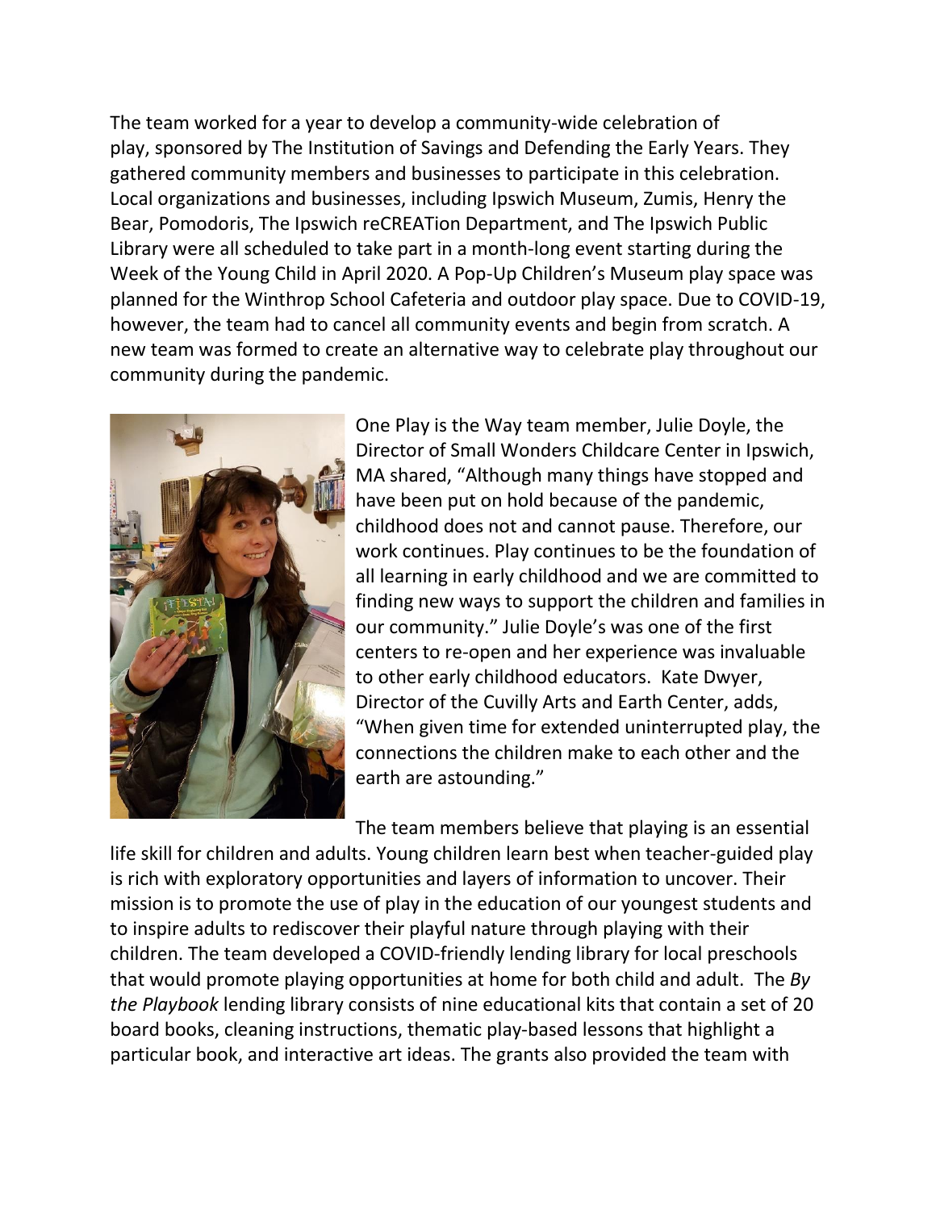The team worked for a year to develop a community-wide celebration of play, sponsored by The Institution of Savings and Defending the Early Years. They gathered community members and businesses to participate in this celebration. Local organizations and businesses, including Ipswich Museum, Zumis, Henry the Bear, Pomodoris, The Ipswich reCREATion Department, and The Ipswich Public Library were all scheduled to take part in a month-long event starting during the Week of the Young Child in April 2020. A Pop-Up Children's Museum play space was planned for the Winthrop School Cafeteria and outdoor play space. Due to COVID-19, however, the team had to cancel all community events and begin from scratch. A new team was formed to create an alternative way to celebrate play throughout our community during the pandemic.

One Play is the Way team member, Julie Doyle, the Director of Small Wonders Childcare Center in Ipswich, MA shared, "Although many things have stopped and have been put on hold because of the pandemic, childhood does not and cannot pause. Therefore, our work continues. Play continues to be the foundation of all learning in early childhood and we are committed to finding new ways to support the children and families in our community." Julie Doyle's was one of the first centers to re-open and her experience was invaluable to other early childhood educators. Kate Dwyer, Director of the Cuvilly Arts and Earth Center, adds, "When given time for extended uninterrupted play, the connections the children make to each other and the earth are astounding."

The team members believe that playing is an essential life skill for children and adults. Young children learn best when teacher-guided play is rich with exploratory opportunities and layers of information to uncover. Their mission is to promote the use of play in the education of our youngest students and to inspire adults to rediscover their playful nature through playing with their children. The team developed a COVID-friendly lending library for local preschools that would promote playing opportunities at home for both child and adult. The *By the Playbook* lending library consists of nine educational kits that contain a set of 20 board books, cleaning instructions, thematic play-based lessons that highlight a particular book, and interactive art ideas. The grants also provided the team with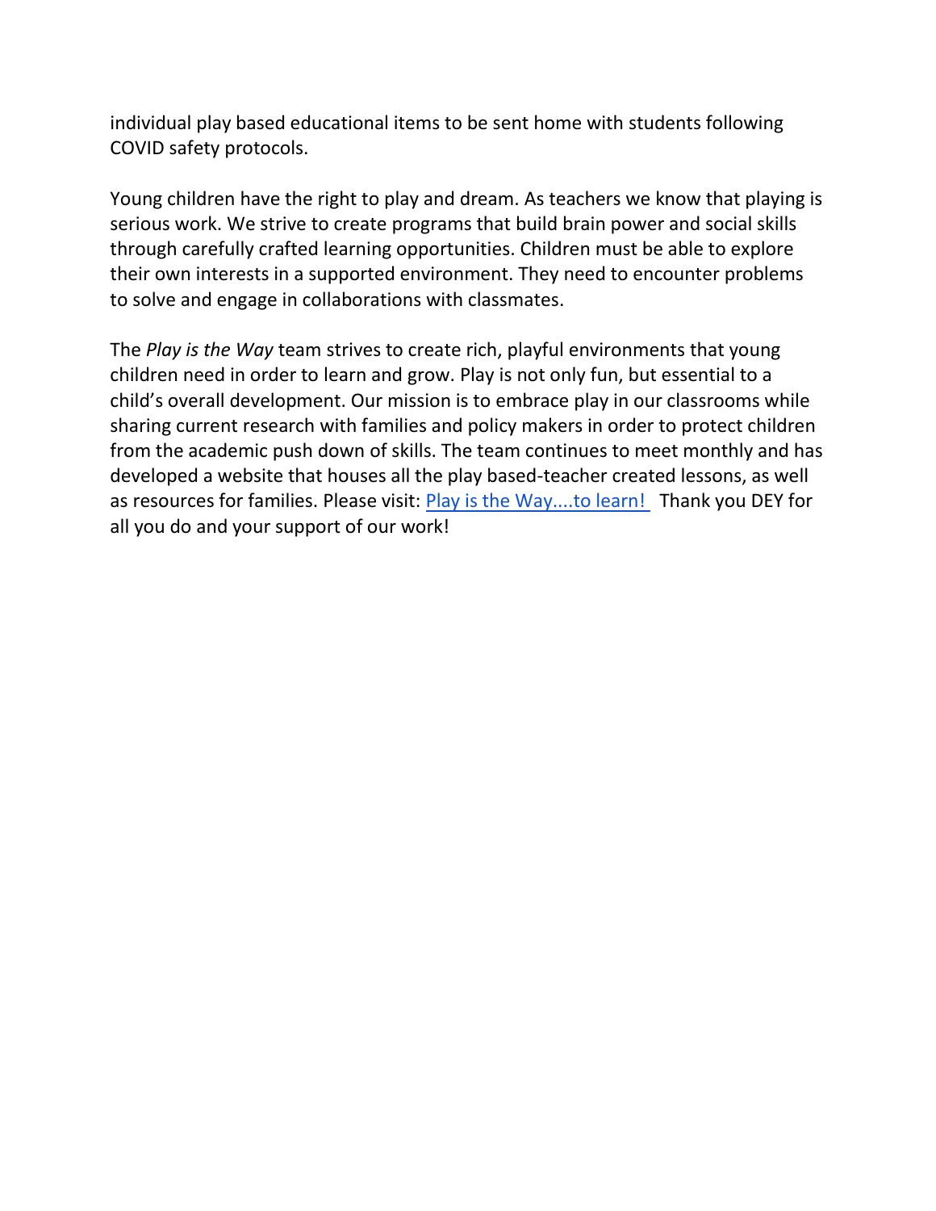individual play based educational items to be sent home with students following COVID safety protocols.

Young children have the right to play and dream. As teachers we know that playing is serious work. We strive to create programs that build brain power and social skills through carefully crafted learning opportunities. Children must be able to explore their own interests in a supported environment. They need to encounter problems to solve and engage in collaborations with classmates.

The *Play is the Way* team strives to create rich, playful environments that young children need in order to learn and grow. Play is not only fun, but essential to a child's overall development. Our mission is to embrace play in our classrooms while sharing current research with families and policy makers in order to protect children from the academic push down of skills. The team continues to meet monthly and has developed a website that houses all the play based-teacher created lessons, as well as resources for families. Please visit: Play is the Way....to learn! Thank you DEY for all you do and your support of our work!